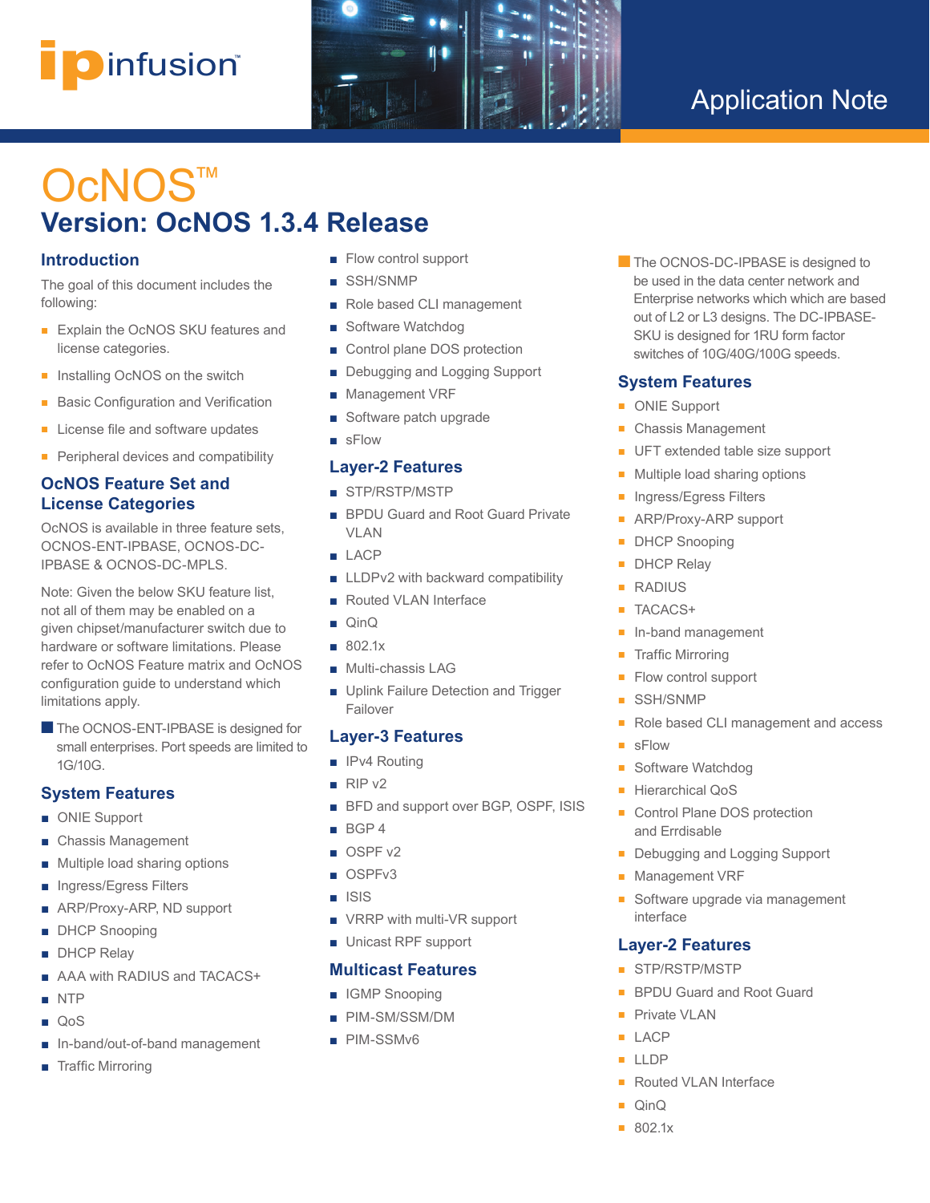Application Note

# OcNOS™

## Version: OcNOS 1.3.4 Release

### Introduction

The goal of this document includes the following:

- Explain the OcNOS SKU features and license categories.
- Installing OcNOS on the switch
- Basic Configuration and Verification
- License file and software updates
- Peripheral devices and compatibility

### OcNOS Feature Set and License Categories

OcNOS is available in three feature sets, OCNOS-ENT-IPBASE, OCNOS-DC-IPBASE & OCNOS-DC-MPLS.

Note: Given the below SKU feature list, not all of them may be enabled on a given chipset/manufacturer switch due to hardware or software limitations. Please refer to OcNOS Feature matrix and OcNOS configuration guide to understand which limitations apply.

- The OCNOS-ENT-IPBASE is designed for small enterprises. Port speeds are limited to 1G/10G.

### System Features

- ONIE Support
- Chassis Management
- Multiple load sharing options
- Ingress/Egress Filters
- ARP/Proxy-ARP, ND support
- DHCP Snooping
- DHCP Relay
- AAA with RADIUS and TACACS+
- NTP
- QoS
- In-band/out-of-band management
- Traffic Mirroring
- Flow control support
- SSH/SNMP
- Role based CLI management
- Software Watchdog
- Control plane DOS protection
- Debugging and Logging Support
- Management VRF
- Software patch upgrade
- sFlow

### Layer-2 Features

- STP/RSTP/MSTP
- BPDU Guard and Root Guard Private VLAN
- LACP
- LLDPv2 with backward compatibility
- Routed VLAN Interface
- QinQ
- 802.1x
- Multi-chassis LAG
- Uplink Failure Detection and Trigger Failover

### Layer-3 Features

- IPv4 Routing
- RIP v2
- BFD and support over BGP, OSPF, ISIS
- BGP 4
- OSPF v2
- OSPFv3
- ISIS
- VRRP with multi-VR support
- Unicast RPF support

### Multicast Features

- IGMP Snooping
- PIM-SM/SSM/DM
- PIM-SSMv6

- The OCNOS-DC-IPBASE is designed to be used in the data center network and Enterprise networks which which are based out of L2 or L3 designs. The DC-IPBASE-SKU is designed for 1RU form factor switches of 10G/40G/100G speeds.

### System Features

- ONIE Support
- Chassis Management
- UFT extended table size support
- Multiple load sharing options
- Ingress/Egress Filters
- ARP/Proxy-ARP support
- DHCP Snooping
- DHCP Relay
- RADIUS
- TACACS+
- In-band management
- Traffic Mirroring
- Flow control support
- SSH/SNMP
- Role based CLI management and access
- sFlow
- Software Watchdog
- Hierarchical QoS
- Control Plane DOS protection and Errdisable
- Debugging and Logging Support
- Management VRF
- Software upgrade via management interface

### Layer-2 Features

- STP/RSTP/MSTP
- BPDU Guard and Root Guard
- Private VLAN
- LACP
- LLDP
- Routed VLAN Interface
- QinQ
- 802.1x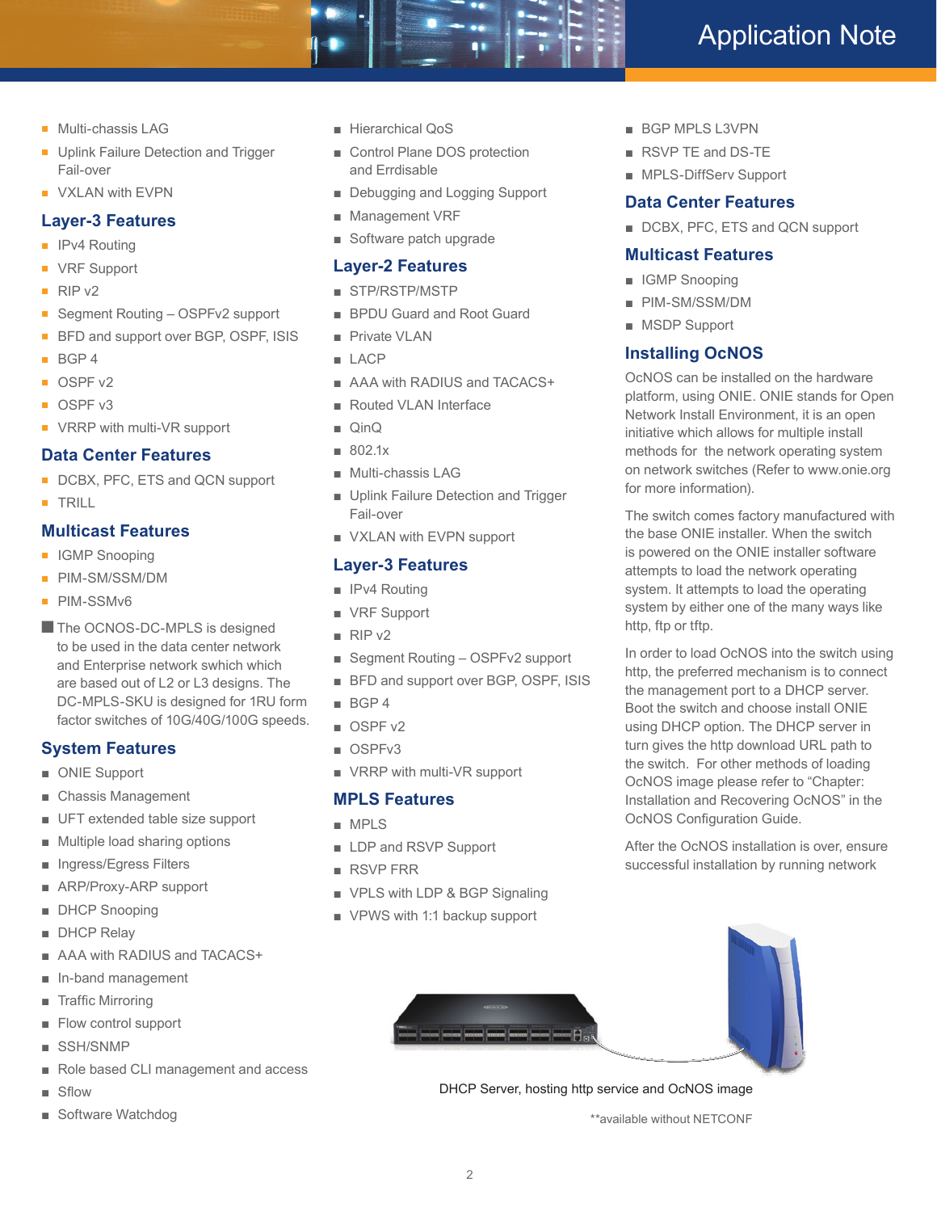- Multi-chassis LAG
- Uplink Failure Detection and Trigger Fail-over
- VXLAN with EVPN

## Layer-3 Features

- IPv4 Routing
- VRF Support
- RIP v2
- Segment Routing – OSPFv2 support
- BFD and support over BGP, OSPF, ISIS
- BGP 4
- OSPF v2
- OSPF v3
- VRRP with multi-VR support

## Data Center Features

- DCBX, PFC, ETS and QCN support
- TRILL

## Multicast Features

- IGMP Snooping
- PIM-SM/SSM/DM
- PIM-SSMv6

The OCNOS-DC-MPLS is designed to be used in the data center network and Enterprise network swhich which are based out of L2 or L3 designs. The DC-MPLS-SKU is designed for 1RU form factor switches of 10G/40G/100G speeds.

## System Features

- ONIE Support
- Chassis Management
- UFT extended table size support
- Multiple load sharing options
- Ingress/Egress Filters
- ARP/Proxy-ARP support
- DHCP Snooping
- DHCP Relay
- AAA with RADIUS and TACACS+
- In-band management
- Traffic Mirroring
- Flow control support
- SSH/SNMP
- Role based CLI management and access
- Sflow
- Software Watchdog
- Hierarchical QoS
- Control Plane DOS protection and Errdisable
- Debugging and Logging Support
- Management VRF
- Software patch upgrade

## Layer-2 Features

- STP/RSTP/MSTP
- BPDU Guard and Root Guard
- Private VLAN
- LACP
- AAA with RADIUS and TACACS+
- Routed VLAN Interface
- QinQ
- 802.1x
- Multi-chassis LAG
- Uplink Failure Detection and Trigger Fail-over
- VXLAN with EVPN support

## Layer-3 Features

- IPv4 Routing
- VRF Support
- RIP v2
- Segment Routing – OSPFv2 support
- BFD and support over BGP, OSPF, ISIS
- BGP 4
- OSPF v2
- OSPFv3
- VRRP with multi-VR support

## MPLS Features

- MPLS
- LDP and RSVP Support
- RSVP FRR
- VPLS with LDP & BGP Signaling
- VPWS with 1:1 backup support
- BGP MPLS L3VPN
- RSVP TE and DS-TE
- MPLS-DiffServ Support

## Data Center Features

- DCBX, PFC, ETS and QCN support

## Multicast Features

- IGMP Snooping
- PIM-SM/SSM/DM
- MSDP Support

## Installing OcNOS

OcNOS can be installed on the hardware platform, using ONIE. ONIE stands for Open Network Install Environment, it is an open initiative which allows for multiple install methods for the network operating system on network switches (Refer to www.onie.org for more information).

The switch comes factory manufactured with the base ONIE installer. When the switch is powered on the ONIE installer software attempts to load the network operating system. It attempts to load the operating system by either one of the many ways like http, ftp or tftp.

In order to load OcNOS into the switch using http, the preferred mechanism is to connect the management port to a DHCP server. Boot the switch and choose install ONIE using DHCP option. The DHCP server in turn gives the http download URL path to the switch. For other methods of loading OcNOS image please refer to "Chapter: Installation and Recovering OcNOS" in the OcNOS Configuration Guide.

After the OcNOS installation is over, ensure successful installation by running network

DHCP Server, hosting http service and OcNOS image

**available without NETCONF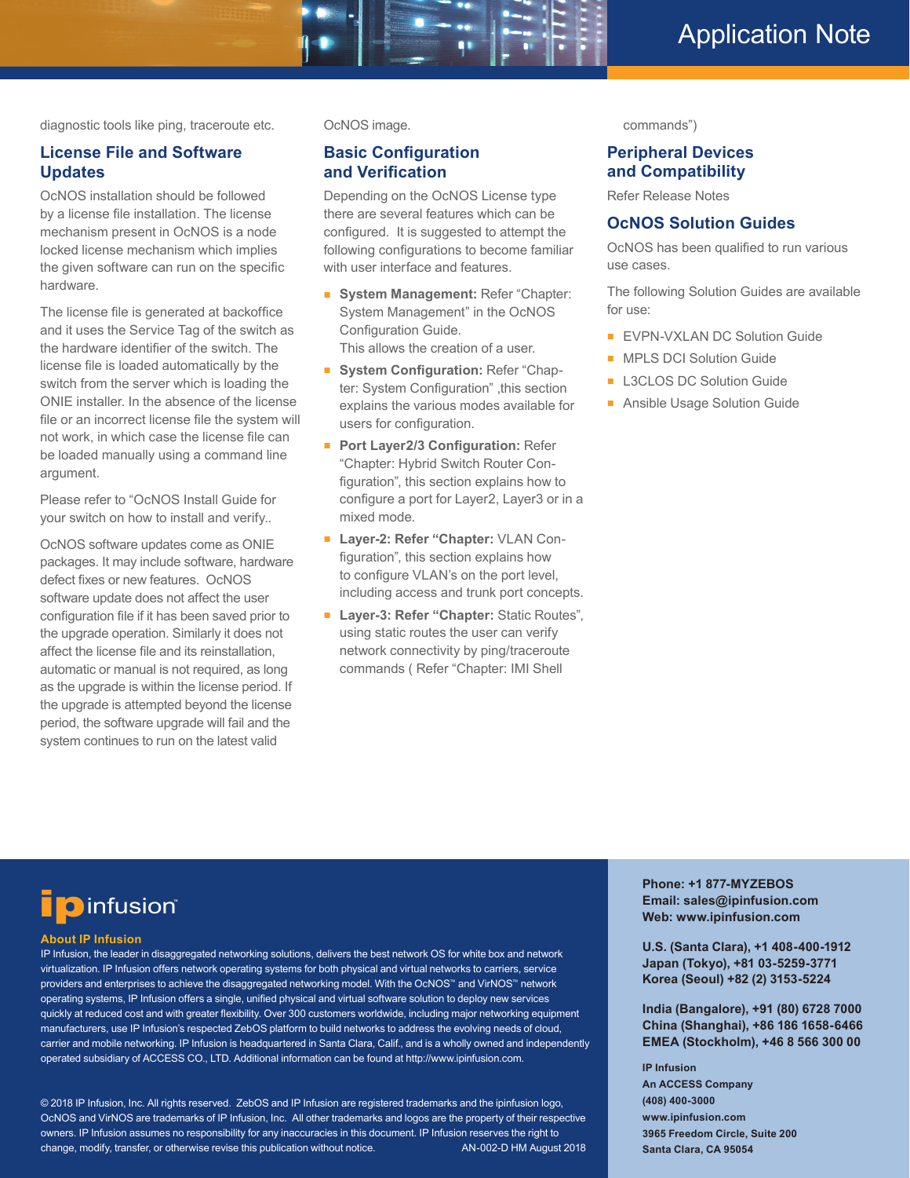diagnostic tools like ping, traceroute etc.

## License File and Software Updates

OcNOS installation should be followed by a license file installation. The license mechanism present in OcNOS is a node locked license mechanism which implies the given software can run on the specific hardware.

The license file is generated at backoffice and it uses the Service Tag of the switch as the hardware identifier of the switch. The license file is loaded automatically by the switch from the server which is loading the ONIE installer. In the absence of the license file or an incorrect license file the system will not work, in which case the license file can be loaded manually using a command line argument.

Please refer to "OcNOS Install Guide for your switch on how to install and verify..

OcNOS software updates come as ONIE packages. It may include software, hardware defect fixes or new features. OcNOS software update does not affect the user configuration file if it has been saved prior to the upgrade operation. Similarly it does not affect the license file and its reinstallation, automatic or manual is not required, as long as the upgrade is within the license period. If the upgrade is attempted beyond the license period, the software upgrade will fail and the system continues to run on the latest valid OcNOS image.

## Basic Configuration and Verification

Depending on the OcNOS License type there are several features which can be configured. It is suggested to attempt the following configurations to become familiar with user interface and features.

- **System Management:** Refer "Chapter: System Management" in the OcNOS Configuration Guide.
  This allows the creation of a user.
- **System Configuration:** Refer "Chapter: System Configuration" ,this section explains the various modes available for users for configuration.
- **Port Layer2/3 Configuration:** Refer "Chapter: Hybrid Switch Router Configuration", this section explains how to configure a port for Layer2, Layer3 or in a mixed mode.
- **Layer-2: Refer "Chapter:** VLAN Configuration", this section explains how to configure VLAN's on the port level, including access and trunk port concepts.
- **Layer-3: Refer "Chapter:** Static Routes", using static routes the user can verify network connectivity by ping/traceroute commands ( Refer "Chapter: IMI Shell commands")

## Peripheral Devices and Compatibility

Refer Release Notes

## OcNOS Solution Guides

OcNOS has been qualified to run various use cases.

The following Solution Guides are available for use:

- EVPN-VXLAN DC Solution Guide
- MPLS DCI Solution Guide
- L3CLOS DC Solution Guide
- Ansible Usage Solution Guide

**About IP Infusion**

IP Infusion, the leader in disaggregated networking solutions, delivers the best network OS for white box and network virtualization. IP Infusion offers network operating systems for both physical and virtual networks to carriers, service providers and enterprises to achieve the disaggregated networking model. With the OcNOS™ and VirNOS™ network operating systems, IP Infusion offers a single, unified physical and virtual software solution to deploy new services quickly at reduced cost and with greater flexibility. Over 300 customers worldwide, including major networking equipment manufacturers, use IP Infusion's respected ZebOS platform to build networks to address the evolving needs of cloud, carrier and mobile networking. IP Infusion is headquartered in Santa Clara, Calif., and is a wholly owned and independently operated subsidiary of ACCESS CO., LTD. Additional information can be found at http://www.ipinfusion.com.

© 2018 IP Infusion, Inc. All rights reserved. ZebOS and IP Infusion are registered trademarks and the ipinfusion logo, OcNOS and VirNOS are trademarks of IP Infusion, Inc. All other trademarks and logos are the property of their respective owners. IP Infusion assumes no responsibility for any inaccuracies in this document. IP Infusion reserves the right to change, modify, transfer, or otherwise revise this publication without notice. AN-002-D HM August 2018

**Phone: +1 877-MYZEBOS**
**Email: sales@ipinfusion.com**
**Web: www.ipinfusion.com**

**U.S. (Santa Clara), +1 408-400-1912**
**Japan (Tokyo), +81 03-5259-3771**
**Korea (Seoul) +82 (2) 3153-5224**

**India (Bangalore), +91 (80) 6728 7000**
**China (Shanghai), +86 186 1658-6466**
**EMEA (Stockholm), +46 8 566 300 00**

**IP Infusion**
**An ACCESS Company**
**(408) 400-3000**
**www.ipinfusion.com**
**3965 Freedom Circle, Suite 200**
**Santa Clara, CA 95054**